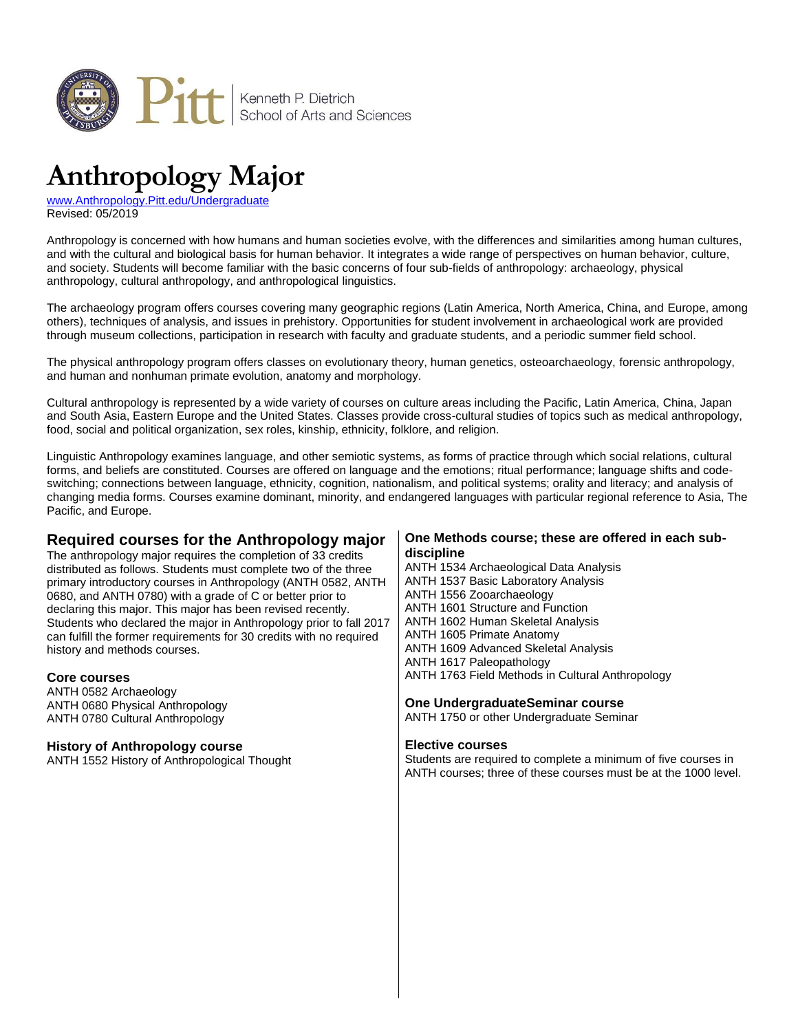Kenneth P. Dietrich School of Arts and Sciences

# Anthropology Major

www.Anthropology.Pitt.edu/Undergraduate
Revised: 05/2019

Anthropology is concerned with how humans and human societies evolve, with the differences and similarities among human cultures, and with the cultural and biological basis for human behavior. It integrates a wide range of perspectives on human behavior, culture, and society. Students will become familiar with the basic concerns of four sub-fields of anthropology: archaeology, physical anthropology, cultural anthropology, and anthropological linguistics.

The archaeology program offers courses covering many geographic regions (Latin America, North America, China, and Europe, among others), techniques of analysis, and issues in prehistory. Opportunities for student involvement in archaeological work are provided through museum collections, participation in research with faculty and graduate students, and a periodic summer field school.

The physical anthropology program offers classes on evolutionary theory, human genetics, osteoarchaeology, forensic anthropology, and human and nonhuman primate evolution, anatomy and morphology.

Cultural anthropology is represented by a wide variety of courses on culture areas including the Pacific, Latin America, China, Japan and South Asia, Eastern Europe and the United States. Classes provide cross-cultural studies of topics such as medical anthropology, food, social and political organization, sex roles, kinship, ethnicity, folklore, and religion.

Linguistic Anthropology examines language, and other semiotic systems, as forms of practice through which social relations, cultural forms, and beliefs are constituted. Courses are offered on language and the emotions; ritual performance; language shifts and code-switching; connections between language, ethnicity, cognition, nationalism, and political systems; orality and literacy; and analysis of changing media forms. Courses examine dominant, minority, and endangered languages with particular regional reference to Asia, The Pacific, and Europe.

## Required courses for the Anthropology major

The anthropology major requires the completion of 33 credits distributed as follows. Students must complete two of the three primary introductory courses in Anthropology (ANTH 0582, ANTH 0680, and ANTH 0780) with a grade of C or better prior to declaring this major. This major has been revised recently. Students who declared the major in Anthropology prior to fall 2017 can fulfill the former requirements for 30 credits with no required history and methods courses.

### Core courses

ANTH 0582 Archaeology
ANTH 0680 Physical Anthropology
ANTH 0780 Cultural Anthropology

### History of Anthropology course

ANTH 1552 History of Anthropological Thought

### One Methods course; these are offered in each sub-discipline

ANTH 1534 Archaeological Data Analysis
ANTH 1537 Basic Laboratory Analysis
ANTH 1556 Zooarchaeology
ANTH 1601 Structure and Function
ANTH 1602 Human Skeletal Analysis
ANTH 1605 Primate Anatomy
ANTH 1609 Advanced Skeletal Analysis
ANTH 1617 Paleopathology
ANTH 1763 Field Methods in Cultural Anthropology

### One UndergraduateSeminar course

ANTH 1750 or other Undergraduate Seminar

### Elective courses

Students are required to complete a minimum of five courses in ANTH courses; three of these courses must be at the 1000 level.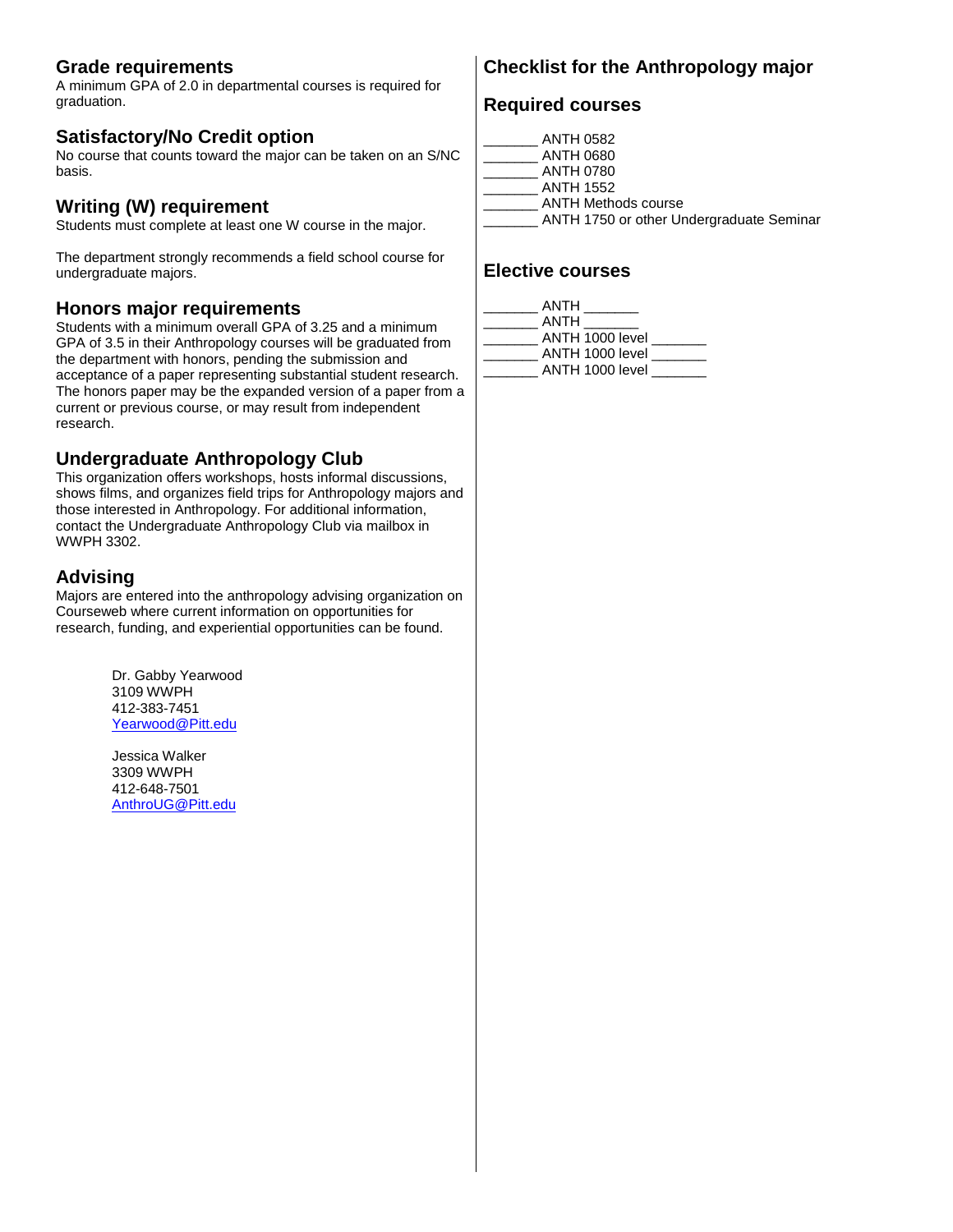## Grade requirements

A minimum GPA of 2.0 in departmental courses is required for graduation.

## Satisfactory/No Credit option

No course that counts toward the major can be taken on an S/NC basis.

## Writing (W) requirement

Students must complete at least one W course in the major.

The department strongly recommends a field school course for undergraduate majors.

## Honors major requirements

Students with a minimum overall GPA of 3.25 and a minimum GPA of 3.5 in their Anthropology courses will be graduated from the department with honors, pending the submission and acceptance of a paper representing substantial student research. The honors paper may be the expanded version of a paper from a current or previous course, or may result from independent research.

## Undergraduate Anthropology Club

This organization offers workshops, hosts informal discussions, shows films, and organizes field trips for Anthropology majors and those interested in Anthropology. For additional information, contact the Undergraduate Anthropology Club via mailbox in WWPH 3302.

## Advising

Majors are entered into the anthropology advising organization on Courseweb where current information on opportunities for research, funding, and experiential opportunities can be found.

Dr. Gabby Yearwood
3109 WWPH
412-383-7451
Yearwood@Pitt.edu

Jessica Walker
3309 WWPH
412-648-7501
AnthroUG@Pitt.edu

## Checklist for the Anthropology major

### Required courses

_______ ANTH 0582
_______ ANTH 0680
_______ ANTH 0780
_______ ANTH 1552
_______ ANTH Methods course
_______ ANTH 1750 or other Undergraduate Seminar

### Elective courses

_______ ANTH _______
_______ ANTH _______
_______ ANTH 1000 level _______
_______ ANTH 1000 level _______
_______ ANTH 1000 level _______